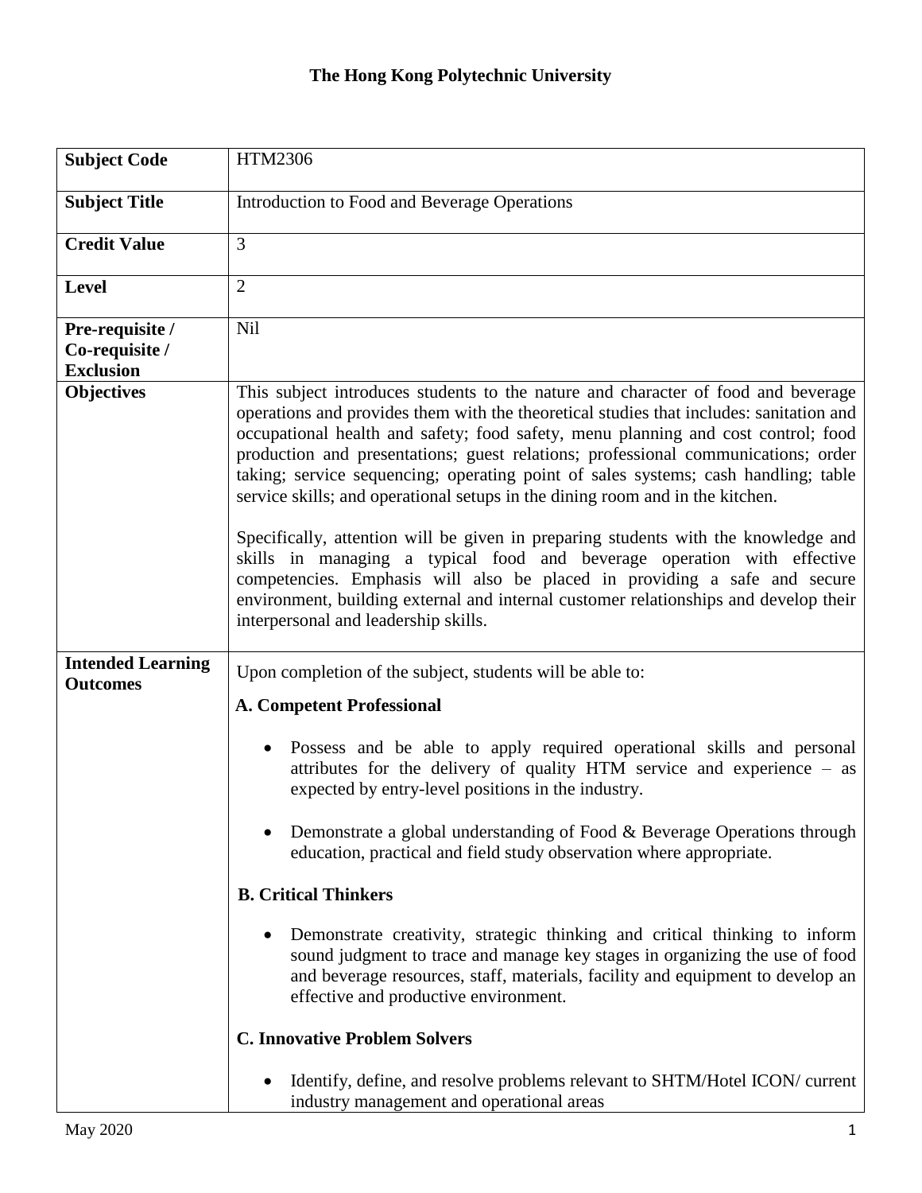# The Hong Kong Polytechnic University

| | |
|---|---|
| **Subject Code** | HTM2306 |
| **Subject Title** | Introduction to Food and Beverage Operations |
| **Credit Value** | 3 |
| **Level** | 2 |
| **Pre-requisite / Co-requisite / Exclusion** | Nil |
| **Objectives** | This subject introduces students to the nature and character of food and beverage operations and provides them with the theoretical studies that includes: sanitation and occupational health and safety; food safety, menu planning and cost control; food production and presentations; guest relations; professional communications; order taking; service sequencing; operating point of sales systems; cash handling; table service skills; and operational setups in the dining room and in the kitchen.<br><br>Specifically, attention will be given in preparing students with the knowledge and skills in managing a typical food and beverage operation with effective competencies. Emphasis will also be placed in providing a safe and secure environment, building external and internal customer relationships and develop their interpersonal and leadership skills. |
| **Intended Learning Outcomes** | Upon completion of the subject, students will be able to:<br><br>**A. Competent Professional**<br><br>• Possess and be able to apply required operational skills and personal attributes for the delivery of quality HTM service and experience – as expected by entry-level positions in the industry.<br><br>• Demonstrate a global understanding of Food & Beverage Operations through education, practical and field study observation where appropriate.<br><br>**B. Critical Thinkers**<br><br>• Demonstrate creativity, strategic thinking and critical thinking to inform sound judgment to trace and manage key stages in organizing the use of food and beverage resources, staff, materials, facility and equipment to develop an effective and productive environment.<br><br>**C. Innovative Problem Solvers**<br><br>• Identify, define, and resolve problems relevant to SHTM/Hotel ICON/ current industry management and operational areas |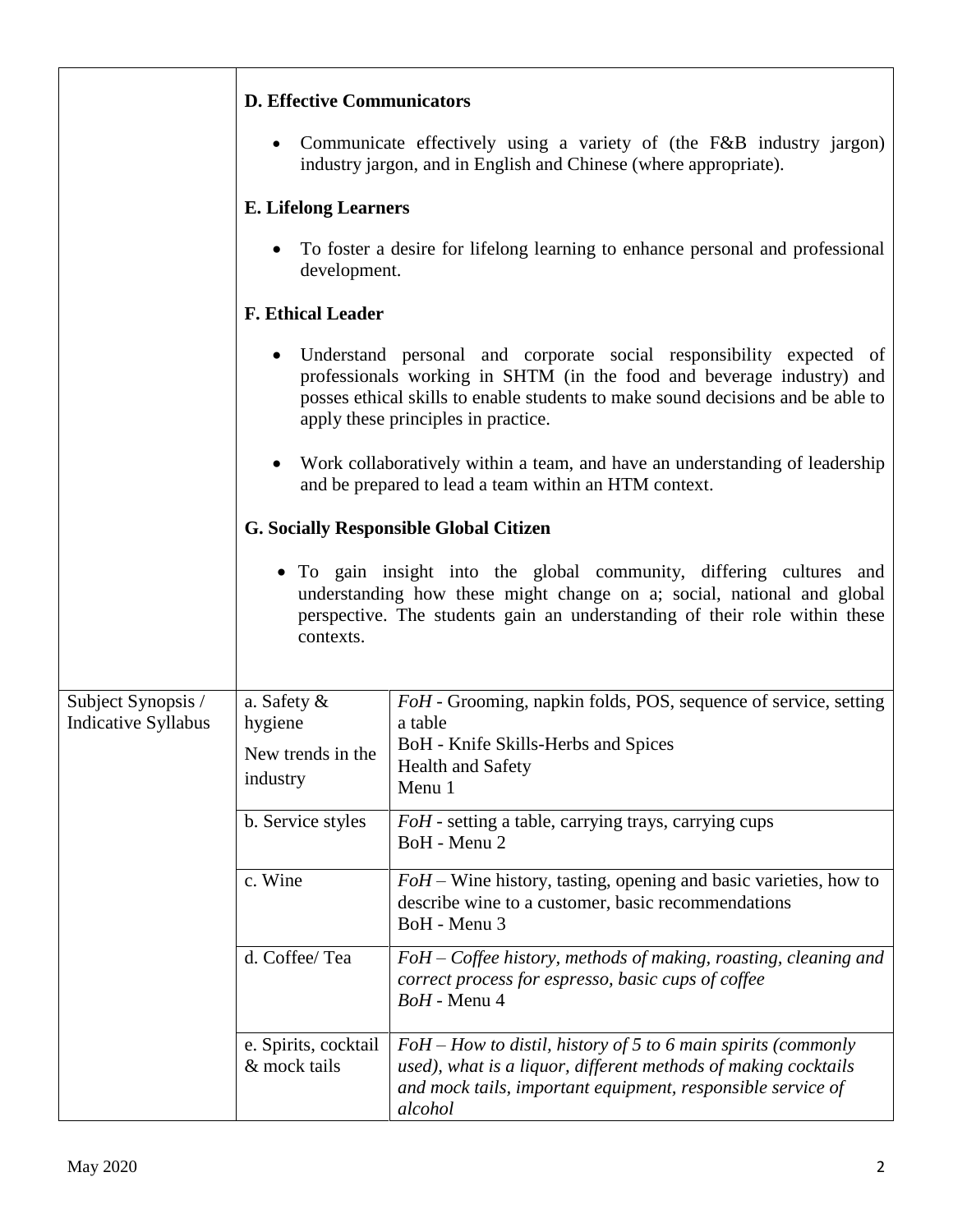| | | |
|---|---|---|
| | **D. Effective Communicators**<br><br>• Communicate effectively using a variety of (the F&B industry jargon) industry jargon, and in English and Chinese (where appropriate).<br><br>**E. Lifelong Learners**<br><br>• To foster a desire for lifelong learning to enhance personal and professional development.<br><br>**F. Ethical Leader**<br><br>• Understand personal and corporate social responsibility expected of professionals working in SHTM (in the food and beverage industry) and posses ethical skills to enable students to make sound decisions and be able to apply these principles in practice.<br><br>• Work collaboratively within a team, and have an understanding of leadership and be prepared to lead a team within an HTM context.<br><br>**G. Socially Responsible Global Citizen**<br><br>• To gain insight into the global community, differing cultures and understanding how these might change on a; social, national and global perspective. The students gain an understanding of their role within these contexts. | |
| Subject Synopsis / Indicative Syllabus | a. Safety & hygiene<br>New trends in the industry | *FoH* - Grooming, napkin folds, POS, sequence of service, setting a table<br>BoH - Knife Skills-Herbs and Spices<br>Health and Safety<br>Menu 1 |
| | b. Service styles | *FoH* - setting a table, carrying trays, carrying cups<br>BoH - Menu 2 |
| | c. Wine | *FoH* – Wine history, tasting, opening and basic varieties, how to describe wine to a customer, basic recommendations<br>BoH - Menu 3 |
| | d. Coffee/ Tea | *FoH – Coffee history, methods of making, roasting, cleaning and correct process for espresso, basic cups of coffee*<br>*BoH* - Menu 4 |
| | e. Spirits, cocktail & mock tails | *FoH – How to distil, history of 5 to 6 main spirits (commonly used), what is a liquor, different methods of making cocktails and mock tails, important equipment, responsible service of alcohol* |

May 2020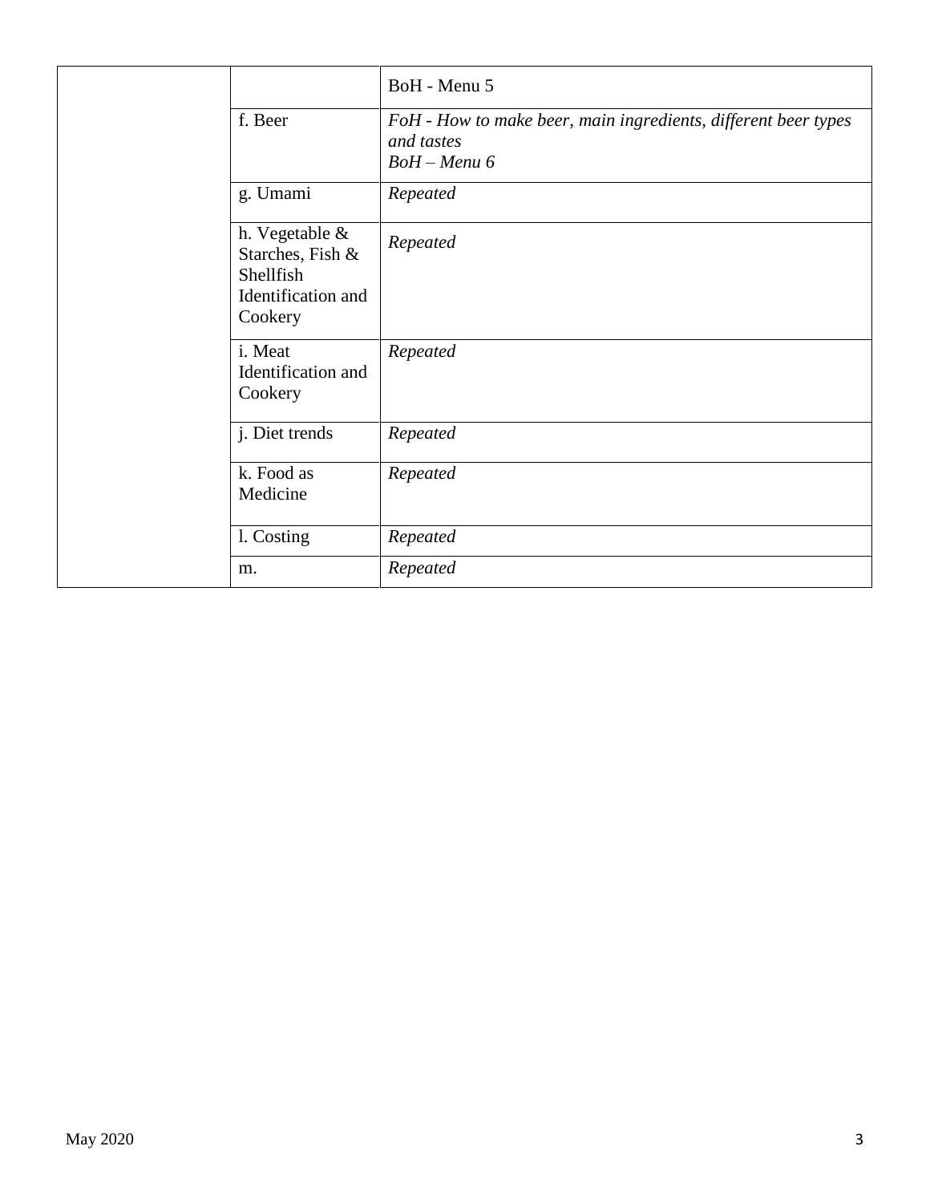| | | |
|---|---|---|
| | | BoH - Menu 5 |
| | f. Beer | *FoH - How to make beer, main ingredients, different beer types and tastes*<br>*BoH – Menu 6* |
| | g. Umami | *Repeated* |
| | h. Vegetable & Starches, Fish & Shellfish Identification and Cookery | *Repeated* |
| | i. Meat Identification and Cookery | *Repeated* |
| | j. Diet trends | *Repeated* |
| | k. Food as Medicine | *Repeated* |
| | l. Costing | *Repeated* |
| | m. | *Repeated* |